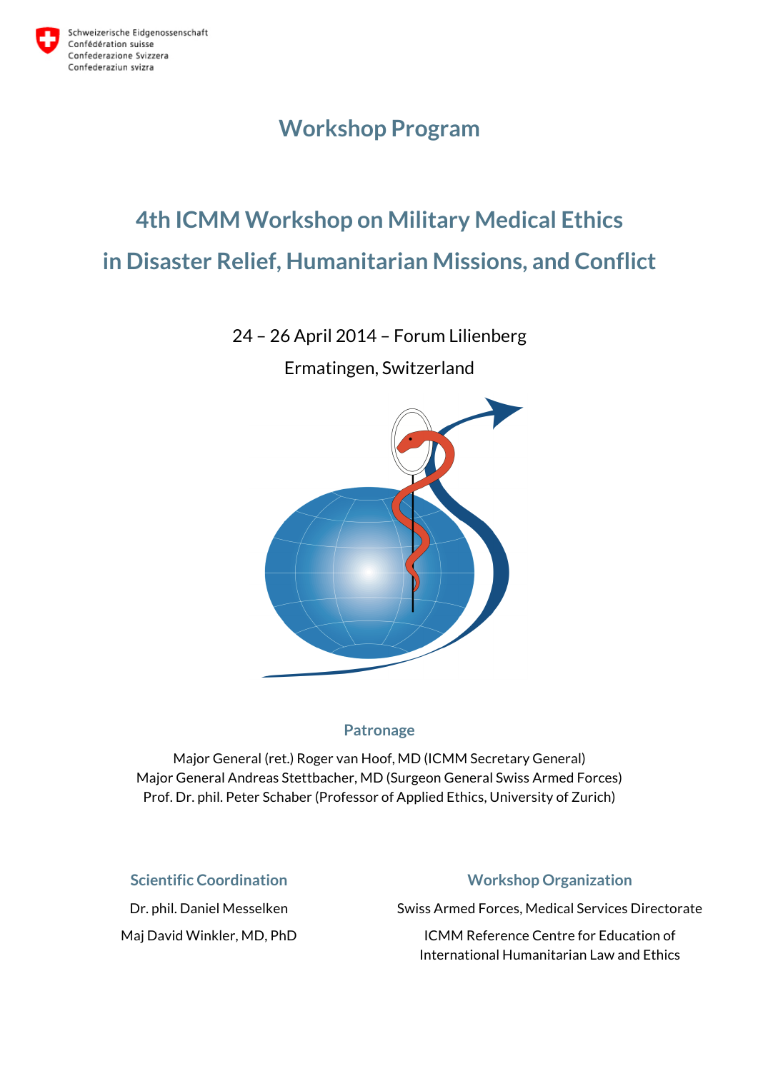Schweizerische Eidgenossenschaft
Confédération suisse
Confederazione Svizzera
Confederaziun svizra

# Workshop Program

## 4th ICMM Workshop on Military Medical Ethics in Disaster Relief, Humanitarian Missions, and Conflict

24 – 26 April 2014 – Forum Lilienberg

Ermatingen, Switzerland

### Patronage

Major General (ret.) Roger van Hoof, MD (ICMM Secretary General)
Major General Andreas Stettbacher, MD (Surgeon General Swiss Armed Forces)
Prof. Dr. phil. Peter Schaber (Professor of Applied Ethics, University of Zurich)

### Scientific Coordination

Dr. phil. Daniel Messelken

Maj David Winkler, MD, PhD

### Workshop Organization

Swiss Armed Forces, Medical Services Directorate

ICMM Reference Centre for Education of International Humanitarian Law and Ethics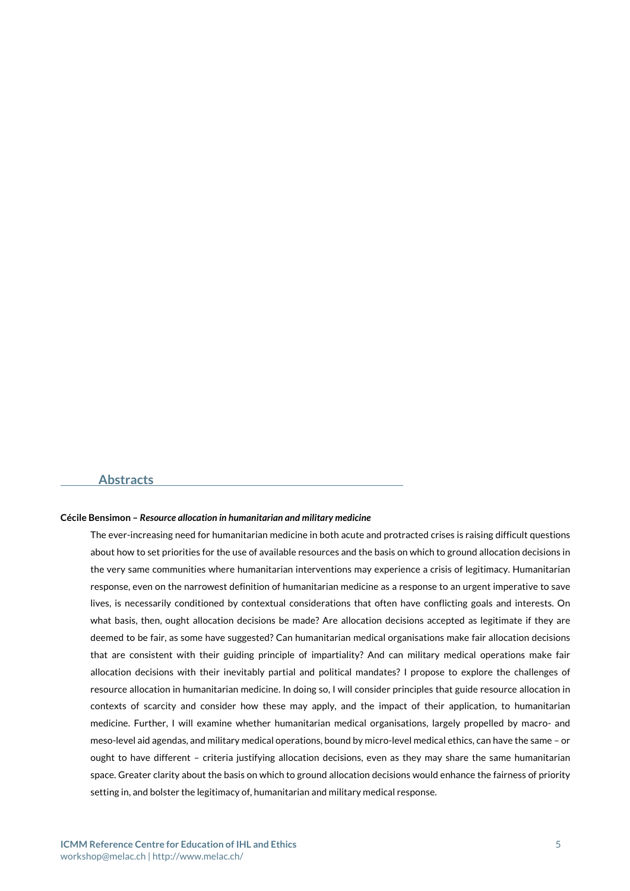## Abstracts

**Cécile Bensimon –** ***Resource allocation in humanitarian and military medicine***

The ever-increasing need for humanitarian medicine in both acute and protracted crises is raising difficult questions about how to set priorities for the use of available resources and the basis on which to ground allocation decisions in the very same communities where humanitarian interventions may experience a crisis of legitimacy. Humanitarian response, even on the narrowest definition of humanitarian medicine as a response to an urgent imperative to save lives, is necessarily conditioned by contextual considerations that often have conflicting goals and interests. On what basis, then, ought allocation decisions be made? Are allocation decisions accepted as legitimate if they are deemed to be fair, as some have suggested? Can humanitarian medical organisations make fair allocation decisions that are consistent with their guiding principle of impartiality? And can military medical operations make fair allocation decisions with their inevitably partial and political mandates? I propose to explore the challenges of resource allocation in humanitarian medicine. In doing so, I will consider principles that guide resource allocation in contexts of scarcity and consider how these may apply, and the impact of their application, to humanitarian medicine. Further, I will examine whether humanitarian medical organisations, largely propelled by macro- and meso-level aid agendas, and military medical operations, bound by micro-level medical ethics, can have the same – or ought to have different – criteria justifying allocation decisions, even as they may share the same humanitarian space. Greater clarity about the basis on which to ground allocation decisions would enhance the fairness of priority setting in, and bolster the legitimacy of, humanitarian and military medical response.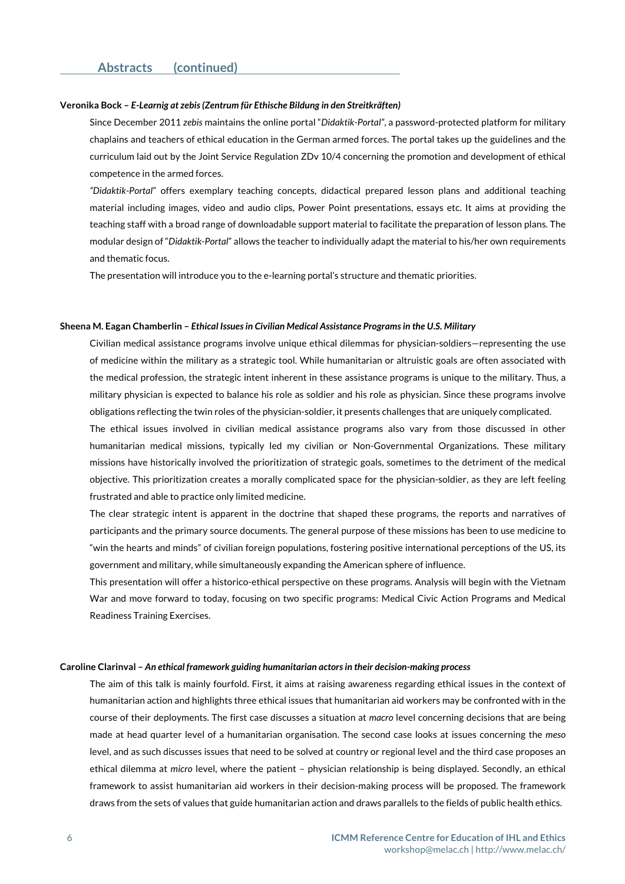## Abstracts (continued)

**Veronika Bock – *E-Learnig at zebis (Zentrum für Ethische Bildung in den Streitkräften)***

Since December 2011 *zebis* maintains the online portal "*Didaktik-Portal*", a password-protected platform for military chaplains and teachers of ethical education in the German armed forces. The portal takes up the guidelines and the curriculum laid out by the Joint Service Regulation ZDv 10/4 concerning the promotion and development of ethical competence in the armed forces.

*"Didaktik-Portal*" offers exemplary teaching concepts, didactical prepared lesson plans and additional teaching material including images, video and audio clips, Power Point presentations, essays etc. It aims at providing the teaching staff with a broad range of downloadable support material to facilitate the preparation of lesson plans. The modular design of "*Didaktik-Portal*" allows the teacher to individually adapt the material to his/her own requirements and thematic focus.

The presentation will introduce you to the e-learning portal's structure and thematic priorities.

**Sheena M. Eagan Chamberlin – *Ethical Issues in Civilian Medical Assistance Programs in the U.S. Military***

Civilian medical assistance programs involve unique ethical dilemmas for physician-soldiers—representing the use of medicine within the military as a strategic tool. While humanitarian or altruistic goals are often associated with the medical profession, the strategic intent inherent in these assistance programs is unique to the military. Thus, a military physician is expected to balance his role as soldier and his role as physician. Since these programs involve obligations reflecting the twin roles of the physician-soldier, it presents challenges that are uniquely complicated.

The ethical issues involved in civilian medical assistance programs also vary from those discussed in other humanitarian medical missions, typically led my civilian or Non-Governmental Organizations. These military missions have historically involved the prioritization of strategic goals, sometimes to the detriment of the medical objective. This prioritization creates a morally complicated space for the physician-soldier, as they are left feeling frustrated and able to practice only limited medicine.

The clear strategic intent is apparent in the doctrine that shaped these programs, the reports and narratives of participants and the primary source documents. The general purpose of these missions has been to use medicine to "win the hearts and minds" of civilian foreign populations, fostering positive international perceptions of the US, its government and military, while simultaneously expanding the American sphere of influence.

This presentation will offer a historico-ethical perspective on these programs. Analysis will begin with the Vietnam War and move forward to today, focusing on two specific programs: Medical Civic Action Programs and Medical Readiness Training Exercises.

**Caroline Clarinval – *An ethical framework guiding humanitarian actors in their decision-making process***

The aim of this talk is mainly fourfold. First, it aims at raising awareness regarding ethical issues in the context of humanitarian action and highlights three ethical issues that humanitarian aid workers may be confronted with in the course of their deployments. The first case discusses a situation at *macro* level concerning decisions that are being made at head quarter level of a humanitarian organisation. The second case looks at issues concerning the *meso* level, and as such discusses issues that need to be solved at country or regional level and the third case proposes an ethical dilemma at *micro* level, where the patient – physician relationship is being displayed. Secondly, an ethical framework to assist humanitarian aid workers in their decision-making process will be proposed. The framework draws from the sets of values that guide humanitarian action and draws parallels to the fields of public health ethics.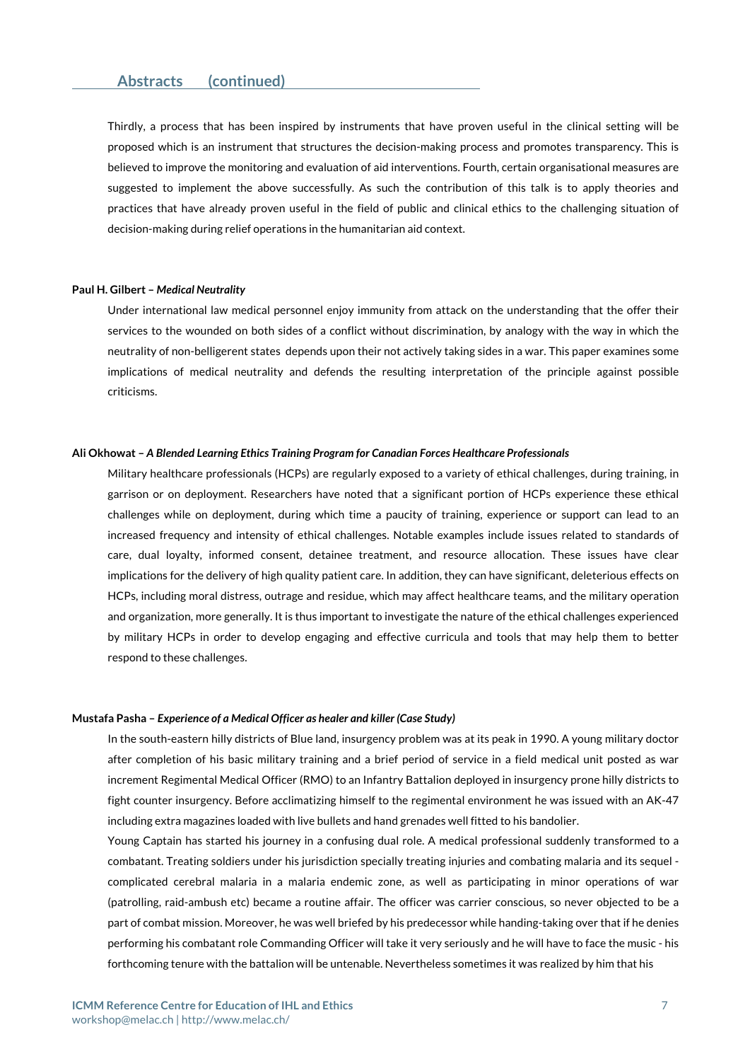## Abstracts (continued)

Thirdly, a process that has been inspired by instruments that have proven useful in the clinical setting will be proposed which is an instrument that structures the decision-making process and promotes transparency. This is believed to improve the monitoring and evaluation of aid interventions. Fourth, certain organisational measures are suggested to implement the above successfully. As such the contribution of this talk is to apply theories and practices that have already proven useful in the field of public and clinical ethics to the challenging situation of decision-making during relief operations in the humanitarian aid context.

**Paul H. Gilbert – *Medical Neutrality***

Under international law medical personnel enjoy immunity from attack on the understanding that the offer their services to the wounded on both sides of a conflict without discrimination, by analogy with the way in which the neutrality of non-belligerent states depends upon their not actively taking sides in a war. This paper examines some implications of medical neutrality and defends the resulting interpretation of the principle against possible criticisms.

**Ali Okhowat – *A Blended Learning Ethics Training Program for Canadian Forces Healthcare Professionals***

Military healthcare professionals (HCPs) are regularly exposed to a variety of ethical challenges, during training, in garrison or on deployment. Researchers have noted that a significant portion of HCPs experience these ethical challenges while on deployment, during which time a paucity of training, experience or support can lead to an increased frequency and intensity of ethical challenges. Notable examples include issues related to standards of care, dual loyalty, informed consent, detainee treatment, and resource allocation. These issues have clear implications for the delivery of high quality patient care. In addition, they can have significant, deleterious effects on HCPs, including moral distress, outrage and residue, which may affect healthcare teams, and the military operation and organization, more generally. It is thus important to investigate the nature of the ethical challenges experienced by military HCPs in order to develop engaging and effective curricula and tools that may help them to better respond to these challenges.

**Mustafa Pasha – *Experience of a Medical Officer as healer and killer (Case Study)***

In the south-eastern hilly districts of Blue land, insurgency problem was at its peak in 1990. A young military doctor after completion of his basic military training and a brief period of service in a field medical unit posted as war increment Regimental Medical Officer (RMO) to an Infantry Battalion deployed in insurgency prone hilly districts to fight counter insurgency. Before acclimatizing himself to the regimental environment he was issued with an AK-47 including extra magazines loaded with live bullets and hand grenades well fitted to his bandolier.

Young Captain has started his journey in a confusing dual role. A medical professional suddenly transformed to a combatant. Treating soldiers under his jurisdiction specially treating injuries and combating malaria and its sequel - complicated cerebral malaria in a malaria endemic zone, as well as participating in minor operations of war (patrolling, raid-ambush etc) became a routine affair. The officer was carrier conscious, so never objected to be a part of combat mission. Moreover, he was well briefed by his predecessor while handing-taking over that if he denies performing his combatant role Commanding Officer will take it very seriously and he will have to face the music - his forthcoming tenure with the battalion will be untenable. Nevertheless sometimes it was realized by him that his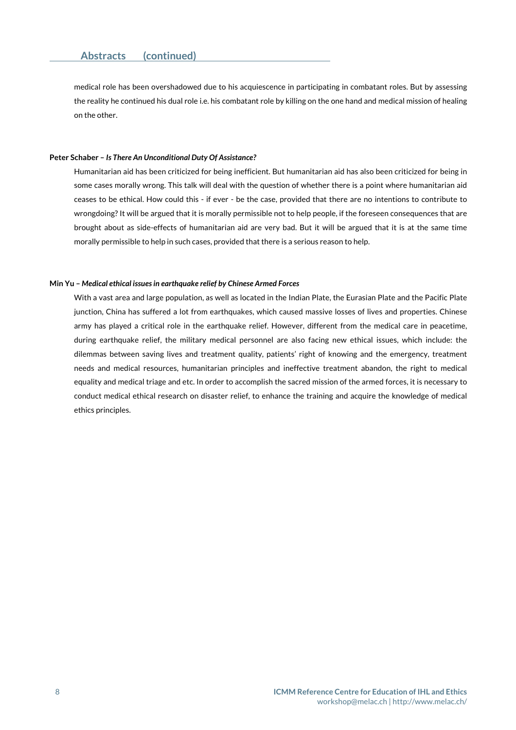## Abstracts (continued)

medical role has been overshadowed due to his acquiescence in participating in combatant roles. But by assessing the reality he continued his dual role i.e. his combatant role by killing on the one hand and medical mission of healing on the other.

**Peter Schaber – *Is There An Unconditional Duty Of Assistance?***

Humanitarian aid has been criticized for being inefficient. But humanitarian aid has also been criticized for being in some cases morally wrong. This talk will deal with the question of whether there is a point where humanitarian aid ceases to be ethical. How could this - if ever - be the case, provided that there are no intentions to contribute to wrongdoing? It will be argued that it is morally permissible not to help people, if the foreseen consequences that are brought about as side-effects of humanitarian aid are very bad. But it will be argued that it is at the same time morally permissible to help in such cases, provided that there is a serious reason to help.

**Min Yu – *Medical ethical issues in earthquake relief by Chinese Armed Forces***

With a vast area and large population, as well as located in the Indian Plate, the Eurasian Plate and the Pacific Plate junction, China has suffered a lot from earthquakes, which caused massive losses of lives and properties. Chinese army has played a critical role in the earthquake relief. However, different from the medical care in peacetime, during earthquake relief, the military medical personnel are also facing new ethical issues, which include: the dilemmas between saving lives and treatment quality, patients' right of knowing and the emergency, treatment needs and medical resources, humanitarian principles and ineffective treatment abandon, the right to medical equality and medical triage and etc. In order to accomplish the sacred mission of the armed forces, it is necessary to conduct medical ethical research on disaster relief, to enhance the training and acquire the knowledge of medical ethics principles.